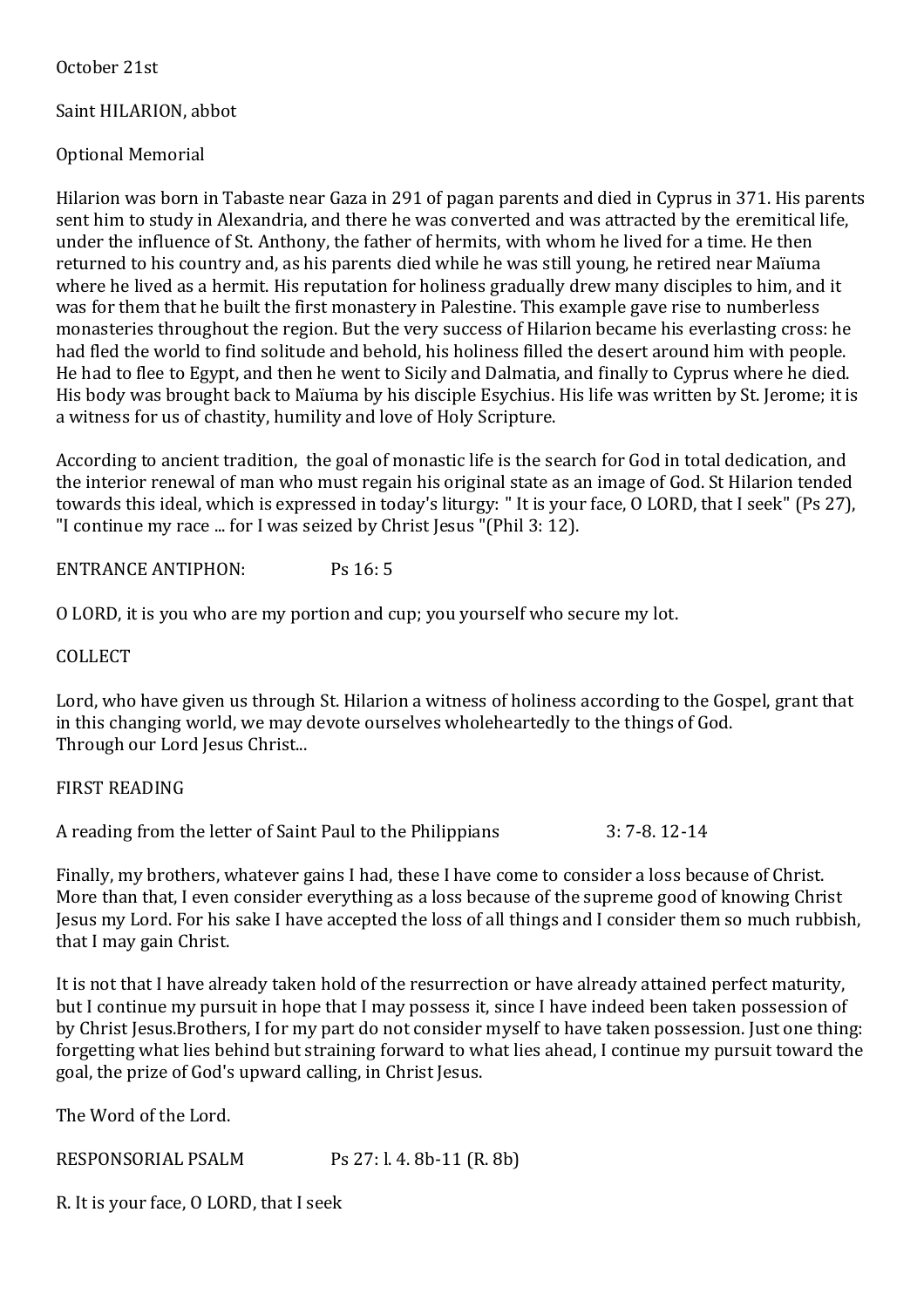October 21st

Saint HILARION, abbot

Optional Memorial

Hilarion was born in Tabaste near Gaza in 291 of pagan parents and died in Cyprus in 371. His parents sent him to study in Alexandria, and there he was converted and was attracted by the eremitical life, under the influence of St. Anthony, the father of hermits, with whom he lived for a time. He then returned to his country and, as his parents died while he was still young, he retired near Maïuma where he lived as a hermit. His reputation for holiness gradually drew many disciples to him, and it was for them that he built the first monastery in Palestine. This example gave rise to numberless monasteries throughout the region. But the very success of Hilarion became his everlasting cross: he had fled the world to find solitude and behold, his holiness filled the desert around him with people. He had to flee to Egypt, and then he went to Sicily and Dalmatia, and finally to Cyprus where he died. His body was brought back to Maïuma by his disciple Esychius. His life was written by St. Jerome; it is a witness for us of chastity, humility and love of Holy Scripture.

According to ancient tradition, the goal of monastic life is the search for God in total dedication, and the interior renewal of man who must regain his original state as an image of God. St Hilarion tended towards this ideal, which is expressed in today's liturgy: " It is your face, O LORD, that I seek" (Ps 27), "I continue my race ... for I was seized by Christ Jesus "(Phil 3: 12).

ENTRANCE ANTIPHON: Ps 16: 5

O LORD, it is you who are my portion and cup; you yourself who secure my lot.

COLLECT

Lord, who have given us through St. Hilarion a witness of holiness according to the Gospel, grant that in this changing world, we may devote ourselves wholeheartedly to the things of God.
Through our Lord Jesus Christ...

FIRST READING

A reading from the letter of Saint Paul to the Philippians 3: 7-8. 12-14

Finally, my brothers, whatever gains I had, these I have come to consider a loss because of Christ. More than that, I even consider everything as a loss because of the supreme good of knowing Christ Jesus my Lord. For his sake I have accepted the loss of all things and I consider them so much rubbish, that I may gain Christ.

It is not that I have already taken hold of the resurrection or have already attained perfect maturity, but I continue my pursuit in hope that I may possess it, since I have indeed been taken possession of by Christ Jesus.Brothers, I for my part do not consider myself to have taken possession. Just one thing: forgetting what lies behind but straining forward to what lies ahead, I continue my pursuit toward the goal, the prize of God's upward calling, in Christ Jesus.

The Word of the Lord.

RESPONSORIAL PSALM Ps 27: l. 4. 8b-11 (R. 8b)

R. It is your face, O LORD, that I seek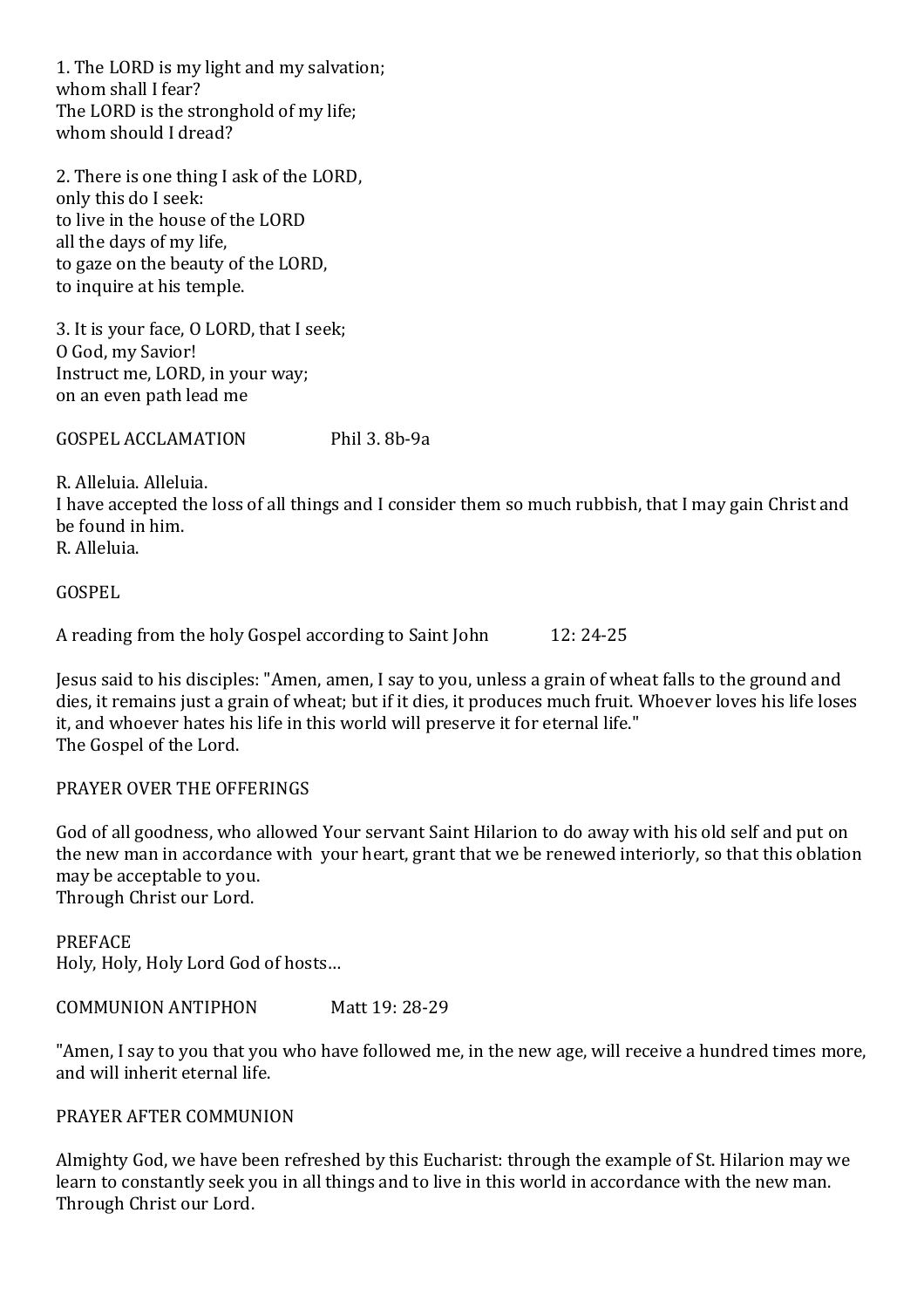1. The LORD is my light and my salvation;
whom shall I fear?
The LORD is the stronghold of my life;
whom should I dread?

2. There is one thing I ask of the LORD,
only this do I seek:
to live in the house of the LORD
all the days of my life,
to gaze on the beauty of the LORD,
to inquire at his temple.

3. It is your face, O LORD, that I seek;
O God, my Savior!
Instruct me, LORD, in your way;
on an even path lead me

GOSPEL ACCLAMATION Phil 3. 8b-9a

R. Alleluia. Alleluia.
I have accepted the loss of all things and I consider them so much rubbish, that I may gain Christ and be found in him.
R. Alleluia.

GOSPEL

A reading from the holy Gospel according to Saint John 12: 24-25

Jesus said to his disciples: "Amen, amen, I say to you, unless a grain of wheat falls to the ground and dies, it remains just a grain of wheat; but if it dies, it produces much fruit. Whoever loves his life loses it, and whoever hates his life in this world will preserve it for eternal life."
The Gospel of the Lord.

PRAYER OVER THE OFFERINGS

God of all goodness, who allowed Your servant Saint Hilarion to do away with his old self and put on the new man in accordance with your heart, grant that we be renewed interiorly, so that this oblation may be acceptable to you.
Through Christ our Lord.

PREFACE
Holy, Holy, Holy Lord God of hosts…

COMMUNION ANTIPHON Matt 19: 28-29

"Amen, I say to you that you who have followed me, in the new age, will receive a hundred times more, and will inherit eternal life.

PRAYER AFTER COMMUNION

Almighty God, we have been refreshed by this Eucharist: through the example of St. Hilarion may we learn to constantly seek you in all things and to live in this world in accordance with the new man.
Through Christ our Lord.